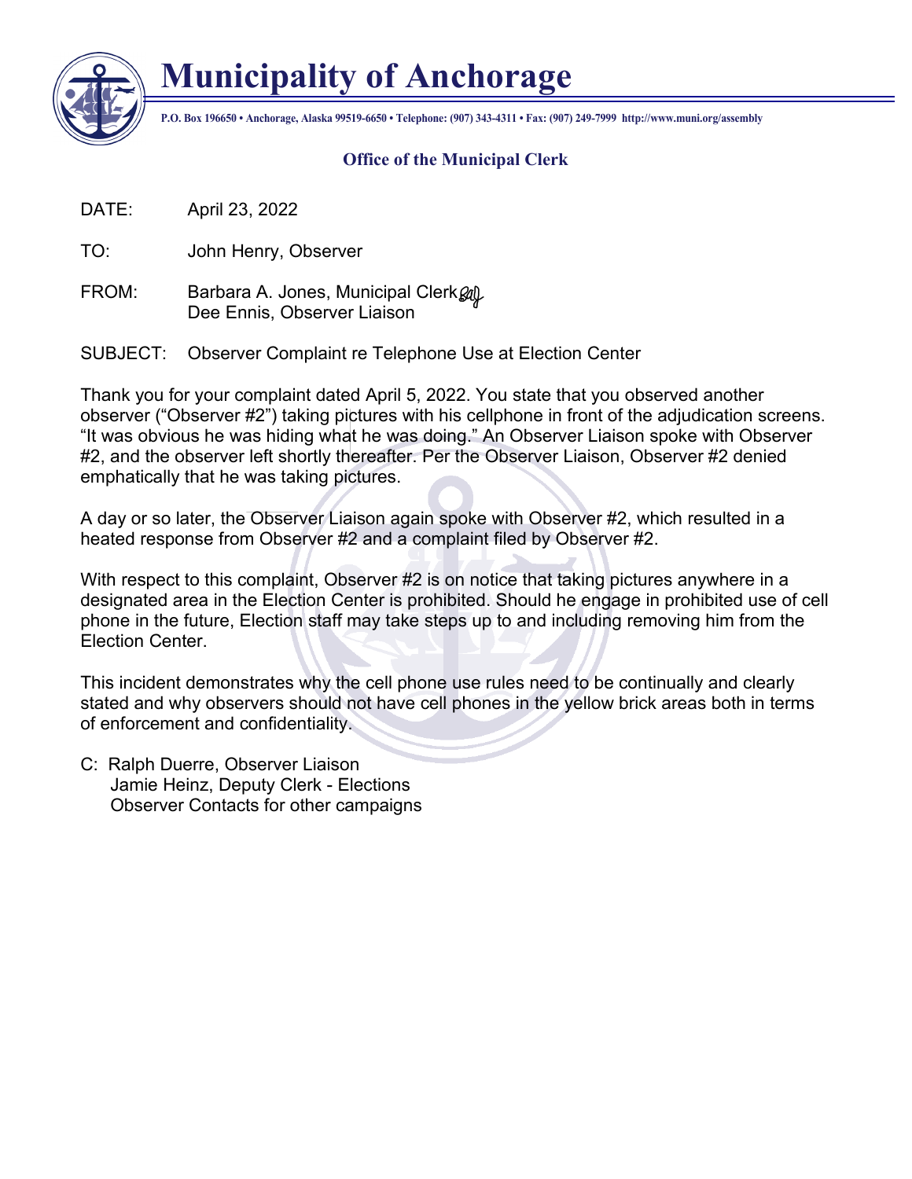# Municipality of Anchorage

**P.O. Box 196650 • Anchorage, Alaska 99519-6650 • Telephone: (907) 343-4311 • Fax: (907) 249-7999 http://www.muni.org/assembly**

### Office of the Municipal Clerk

DATE: April 23, 2022

TO: John Henry, Observer

FROM: Barbara A. Jones, Municipal Clerk
Dee Ennis, Observer Liaison

SUBJECT: Observer Complaint re Telephone Use at Election Center

Thank you for your complaint dated April 5, 2022. You state that you observed another observer ("Observer #2") taking pictures with his cellphone in front of the adjudication screens. "It was obvious he was hiding what he was doing." An Observer Liaison spoke with Observer #2, and the observer left shortly thereafter. Per the Observer Liaison, Observer #2 denied emphatically that he was taking pictures.

A day or so later, the Observer Liaison again spoke with Observer #2, which resulted in a heated response from Observer #2 and a complaint filed by Observer #2.

With respect to this complaint, Observer #2 is on notice that taking pictures anywhere in a designated area in the Election Center is prohibited. Should he engage in prohibited use of cell phone in the future, Election staff may take steps up to and including removing him from the Election Center.

This incident demonstrates why the cell phone use rules need to be continually and clearly stated and why observers should not have cell phones in the yellow brick areas both in terms of enforcement and confidentiality.

C: Ralph Duerre, Observer Liaison
Jamie Heinz, Deputy Clerk - Elections
Observer Contacts for other campaigns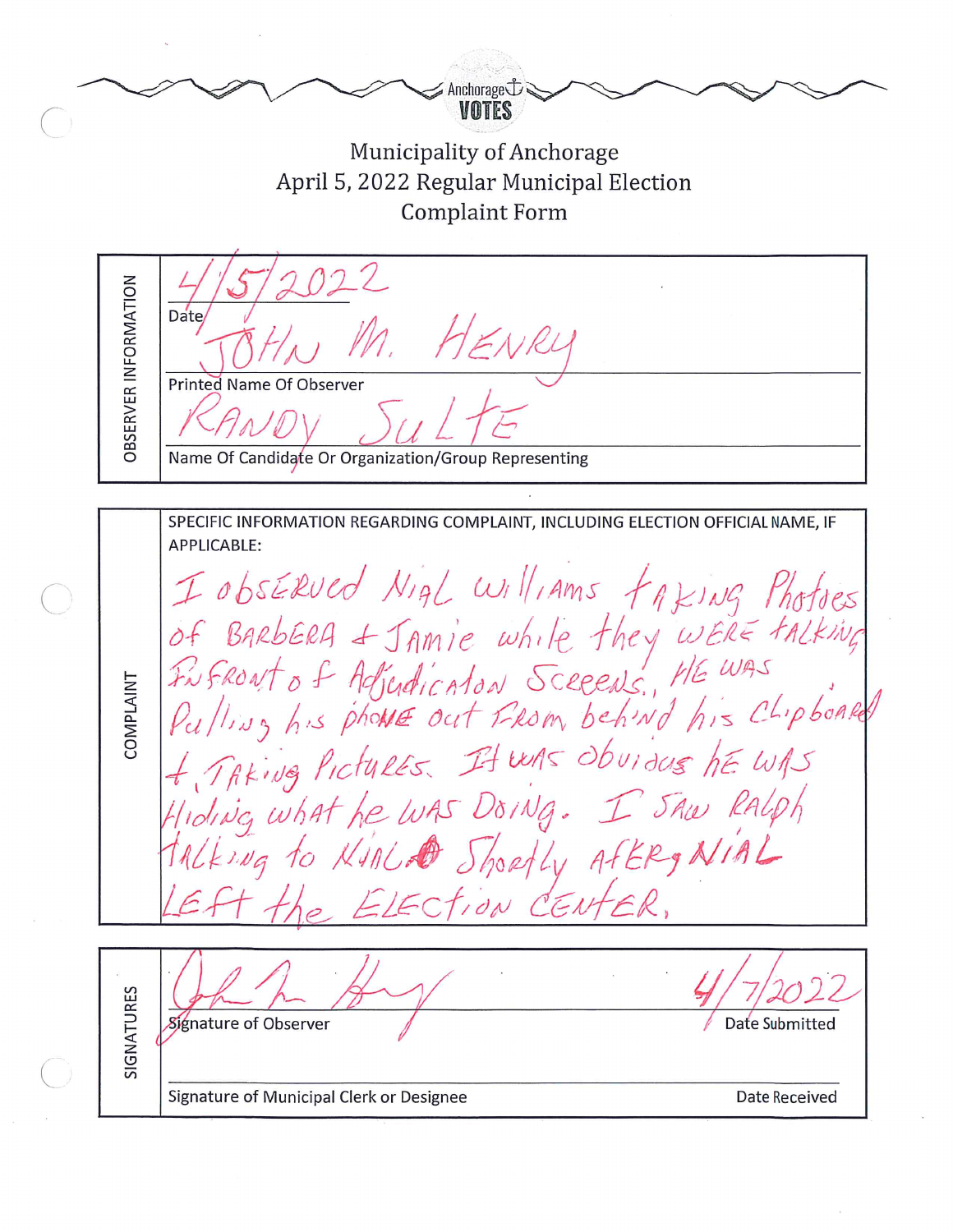Anchorage VOTES

# Municipality of Anchorage
## April 5, 2022 Regular Municipal Election
## Complaint Form

**OBSERVER INFORMATION**

Date: 4/5/2022

Printed Name Of Observer: JOHN M. HENRY

Name Of Candidate Or Organization/Group Representing: RANDY SULTE

**COMPLAINT**

SPECIFIC INFORMATION REGARDING COMPLAINT, INCLUDING ELECTION OFFICIAL NAME, IF APPLICABLE:

I observed Nial Williams taking Photoes of BARBERA & Jamie while they were talking in front of Adjudicaton Sceeens. HE WAS Pulling his phone out from behind his Clipboard & Taking Pictures. It was obvious he was Hiding what he was Doing. I saw Ralph talking to NIAL Shortly AfER; NIAL LEFT the ELECTION CENTER.

**SIGNATURES**

Signature of Observer: [signature] Date Submitted: 4/7/2022

Signature of Municipal Clerk or Designee: Date Received: